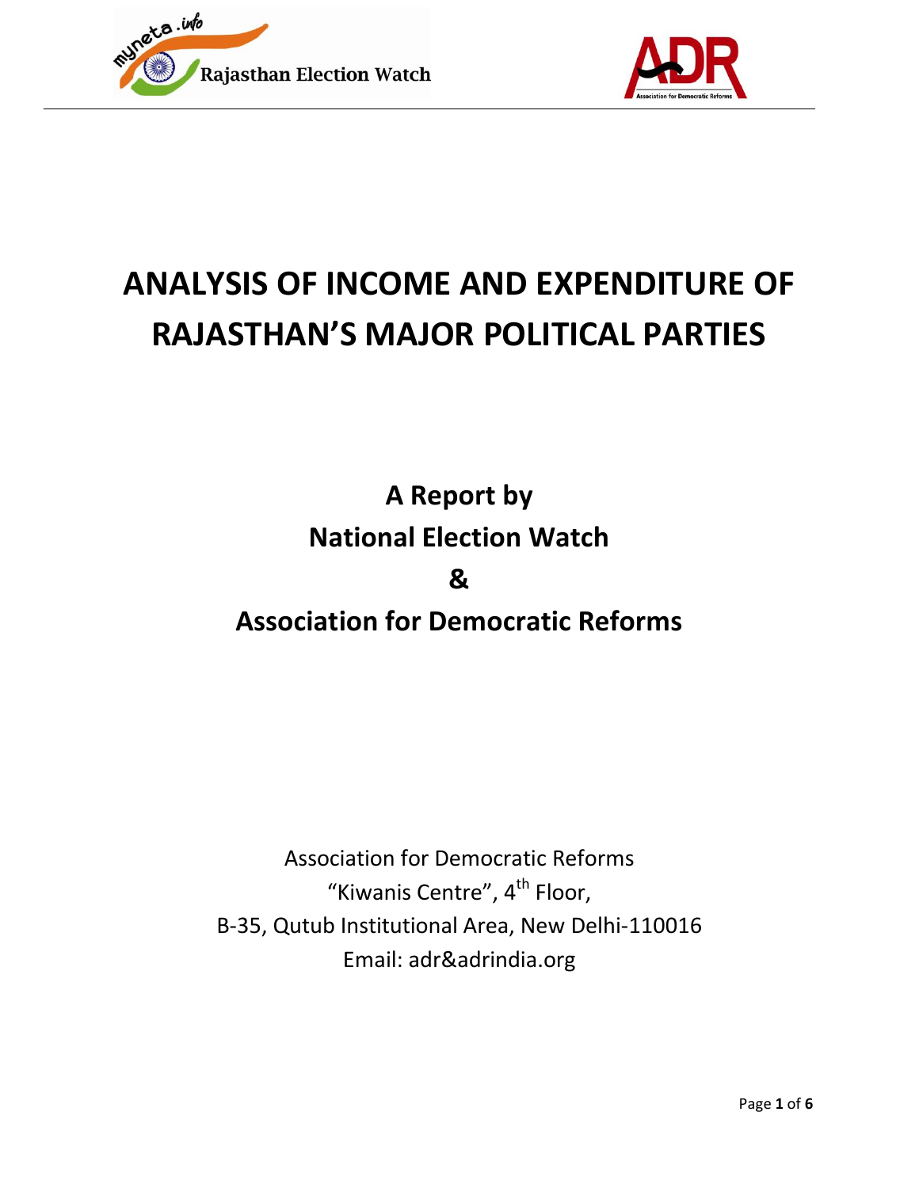myneta.info Rajasthan Election Watch

# ANALYSIS OF INCOME AND EXPENDITURE OF RAJASTHAN'S MAJOR POLITICAL PARTIES

## A Report by
## National Election Watch
## &
## Association for Democratic Reforms

Association for Democratic Reforms
"Kiwanis Centre", 4th Floor,
B-35, Qutub Institutional Area, New Delhi-110016
Email: adr&adrindia.org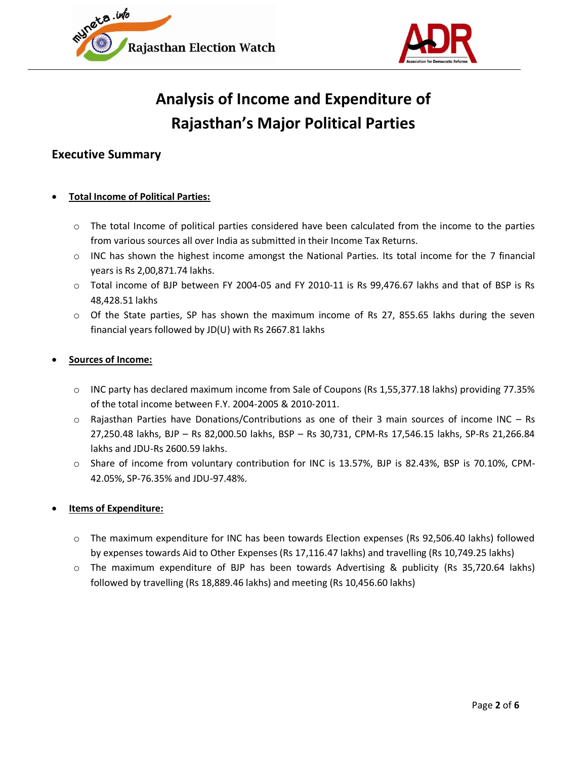# Analysis of Income and Expenditure of Rajasthan's Major Political Parties

## Executive Summary

- **Total Income of Political Parties:**
  - The total Income of political parties considered have been calculated from the income to the parties from various sources all over India as submitted in their Income Tax Returns.
  - INC has shown the highest income amongst the National Parties. Its total income for the 7 financial years is Rs 2,00,871.74 lakhs.
  - Total income of BJP between FY 2004-05 and FY 2010-11 is Rs 99,476.67 lakhs and that of BSP is Rs 48,428.51 lakhs
  - Of the State parties, SP has shown the maximum income of Rs 27, 855.65 lakhs during the seven financial years followed by JD(U) with Rs 2667.81 lakhs

- **Sources of Income:**
  - INC party has declared maximum income from Sale of Coupons (Rs 1,55,377.18 lakhs) providing 77.35% of the total income between F.Y. 2004-2005 & 2010-2011.
  - Rajasthan Parties have Donations/Contributions as one of their 3 main sources of income INC – Rs 27,250.48 lakhs, BJP – Rs 82,000.50 lakhs, BSP – Rs 30,731, CPM-Rs 17,546.15 lakhs, SP-Rs 21,266.84 lakhs and JDU-Rs 2600.59 lakhs.
  - Share of income from voluntary contribution for INC is 13.57%, BJP is 82.43%, BSP is 70.10%, CPM-42.05%, SP-76.35% and JDU-97.48%.

- **Items of Expenditure:**
  - The maximum expenditure for INC has been towards Election expenses (Rs 92,506.40 lakhs) followed by expenses towards Aid to Other Expenses (Rs 17,116.47 lakhs) and travelling (Rs 10,749.25 lakhs)
  - The maximum expenditure of BJP has been towards Advertising & publicity (Rs 35,720.64 lakhs) followed by travelling (Rs 18,889.46 lakhs) and meeting (Rs 10,456.60 lakhs)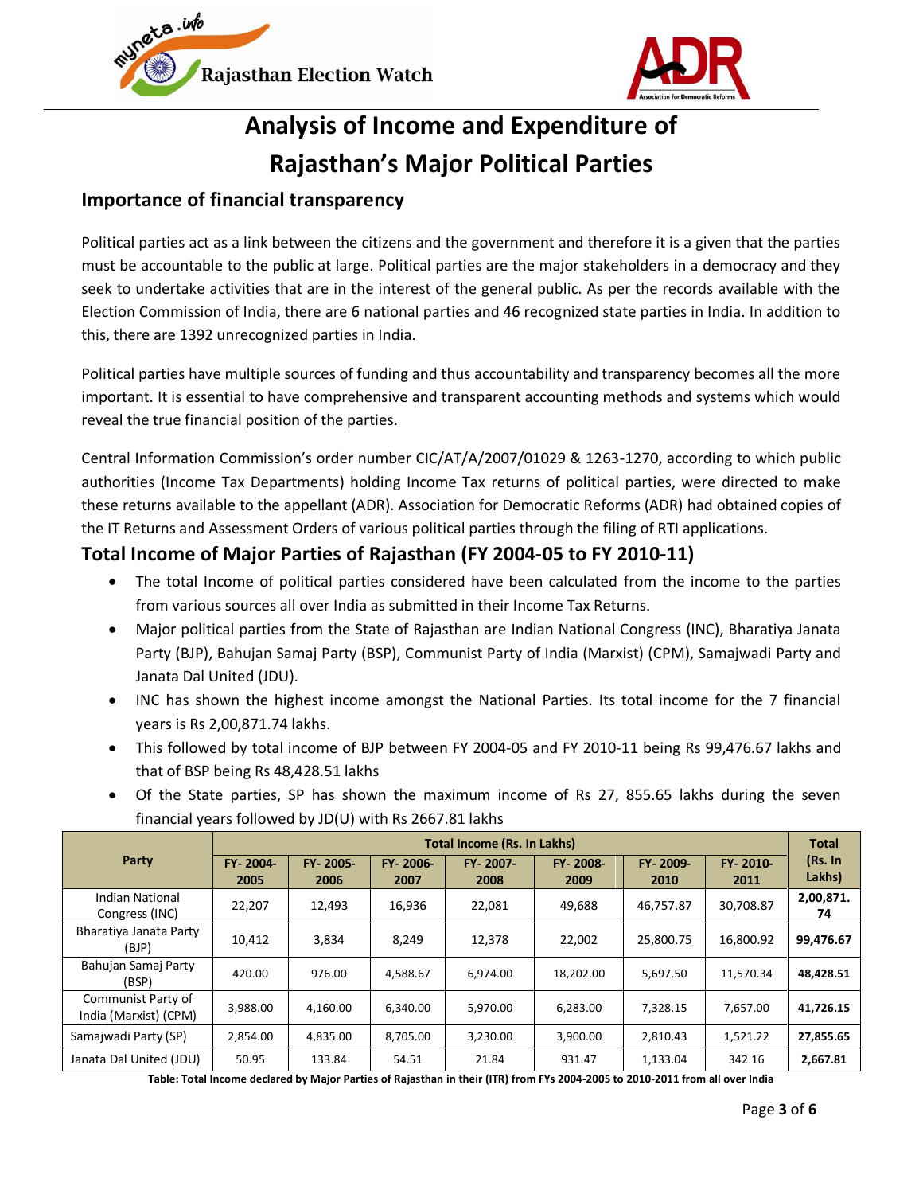# Analysis of Income and Expenditure of Rajasthan's Major Political Parties

## Importance of financial transparency

Political parties act as a link between the citizens and the government and therefore it is a given that the parties must be accountable to the public at large. Political parties are the major stakeholders in a democracy and they seek to undertake activities that are in the interest of the general public. As per the records available with the Election Commission of India, there are 6 national parties and 46 recognized state parties in India. In addition to this, there are 1392 unrecognized parties in India.

Political parties have multiple sources of funding and thus accountability and transparency becomes all the more important. It is essential to have comprehensive and transparent accounting methods and systems which would reveal the true financial position of the parties.

Central Information Commission's order number CIC/AT/A/2007/01029 & 1263-1270, according to which public authorities (Income Tax Departments) holding Income Tax returns of political parties, were directed to make these returns available to the appellant (ADR). Association for Democratic Reforms (ADR) had obtained copies of the IT Returns and Assessment Orders of various political parties through the filing of RTI applications.

## Total Income of Major Parties of Rajasthan (FY 2004-05 to FY 2010-11)

- The total Income of political parties considered have been calculated from the income to the parties from various sources all over India as submitted in their Income Tax Returns.
- Major political parties from the State of Rajasthan are Indian National Congress (INC), Bharatiya Janata Party (BJP), Bahujan Samaj Party (BSP), Communist Party of India (Marxist) (CPM), Samajwadi Party and Janata Dal United (JDU).
- INC has shown the highest income amongst the National Parties. Its total income for the 7 financial years is Rs 2,00,871.74 lakhs.
- This followed by total income of BJP between FY 2004-05 and FY 2010-11 being Rs 99,476.67 lakhs and that of BSP being Rs 48,428.51 lakhs
- Of the State parties, SP has shown the maximum income of Rs 27, 855.65 lakhs during the seven financial years followed by JD(U) with Rs 2667.81 lakhs

| Party | Total Income (Rs. In Lakhs) | | | | | | | Total (Rs. In Lakhs) |
|---|---|---|---|---|---|---|---|---|
| | FY- 2004-2005 | FY- 2005-2006 | FY- 2006-2007 | FY- 2007-2008 | FY- 2008-2009 | FY- 2009-2010 | FY- 2010-2011 | |
| Indian National Congress (INC) | 22,207 | 12,493 | 16,936 | 22,081 | 49,688 | 46,757.87 | 30,708.87 | **2,00,871.74** |
| Bharatiya Janata Party (BJP) | 10,412 | 3,834 | 8,249 | 12,378 | 22,002 | 25,800.75 | 16,800.92 | **99,476.67** |
| Bahujan Samaj Party (BSP) | 420.00 | 976.00 | 4,588.67 | 6,974.00 | 18,202.00 | 5,697.50 | 11,570.34 | **48,428.51** |
| Communist Party of India (Marxist) (CPM) | 3,988.00 | 4,160.00 | 6,340.00 | 5,970.00 | 6,283.00 | 7,328.15 | 7,657.00 | **41,726.15** |
| Samajwadi Party (SP) | 2,854.00 | 4,835.00 | 8,705.00 | 3,230.00 | 3,900.00 | 2,810.43 | 1,521.22 | **27,855.65** |
| Janata Dal United (JDU) | 50.95 | 133.84 | 54.51 | 21.84 | 931.47 | 1,133.04 | 342.16 | **2,667.81** |

**Table: Total Income declared by Major Parties of Rajasthan in their (ITR) from FYs 2004-2005 to 2010-2011 from all over India**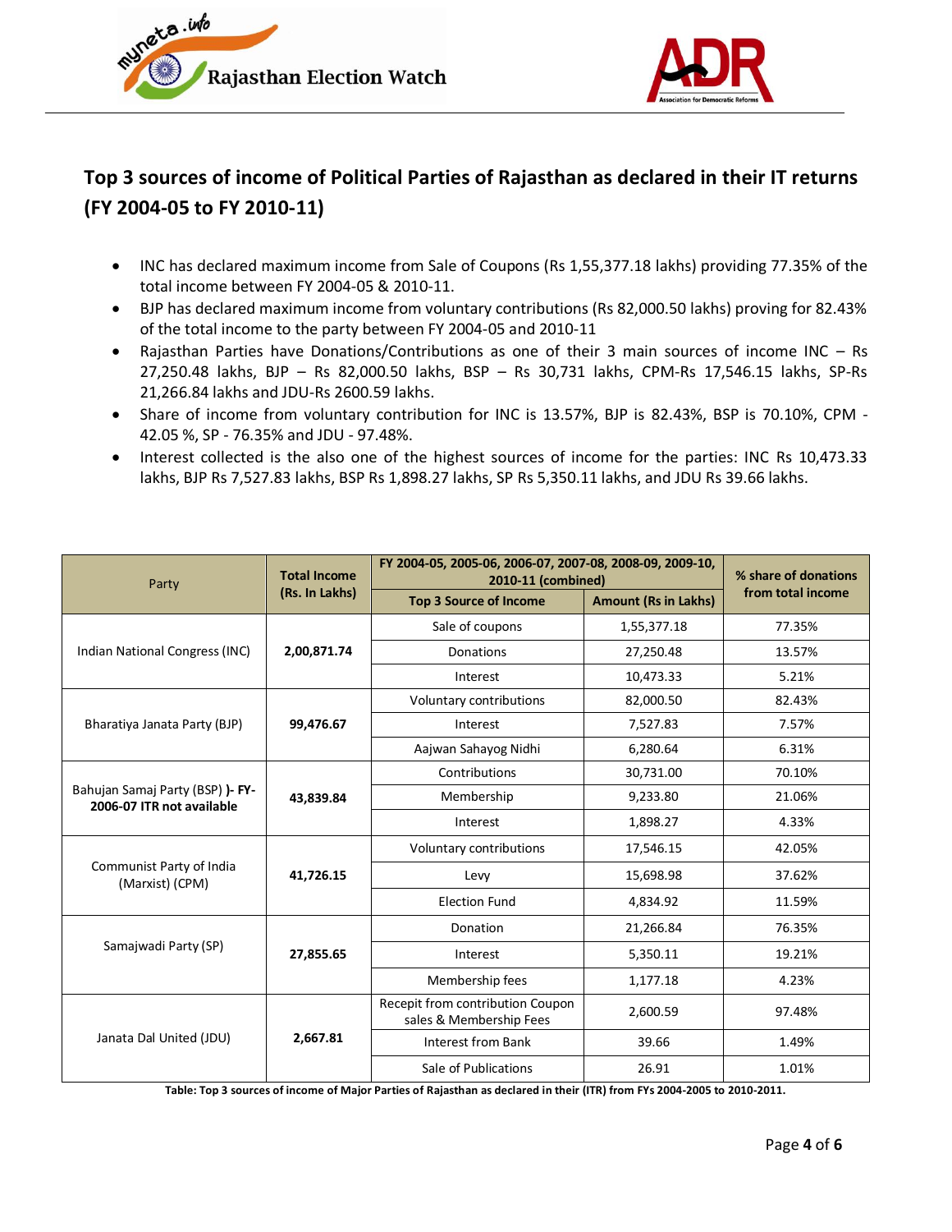## Top 3 sources of income of Political Parties of Rajasthan as declared in their IT returns (FY 2004-05 to FY 2010-11)

- INC has declared maximum income from Sale of Coupons (Rs 1,55,377.18 lakhs) providing 77.35% of the total income between FY 2004-05 & 2010-11.
- BJP has declared maximum income from voluntary contributions (Rs 82,000.50 lakhs) proving for 82.43% of the total income to the party between FY 2004-05 and 2010-11
- Rajasthan Parties have Donations/Contributions as one of their 3 main sources of income INC – Rs 27,250.48 lakhs, BJP – Rs 82,000.50 lakhs, BSP – Rs 30,731 lakhs, CPM-Rs 17,546.15 lakhs, SP-Rs 21,266.84 lakhs and JDU-Rs 2600.59 lakhs.
- Share of income from voluntary contribution for INC is 13.57%, BJP is 82.43%, BSP is 70.10%, CPM - 42.05 %, SP - 76.35% and JDU - 97.48%.
- Interest collected is the also one of the highest sources of income for the parties: INC Rs 10,473.33 lakhs, BJP Rs 7,527.83 lakhs, BSP Rs 1,898.27 lakhs, SP Rs 5,350.11 lakhs, and JDU Rs 39.66 lakhs.

| Party | Total Income (Rs. In Lakhs) | FY 2004-05, 2005-06, 2006-07, 2007-08, 2008-09, 2009-10, 2010-11 (combined) | | % share of donations from total income |
|---|---|---|---|---|
| | | Top 3 Source of Income | Amount (Rs in Lakhs) | |
| Indian National Congress (INC) | **2,00,871.74** | Sale of coupons | 1,55,377.18 | 77.35% |
| | | Donations | 27,250.48 | 13.57% |
| | | Interest | 10,473.33 | 5.21% |
| Bharatiya Janata Party (BJP) | **99,476.67** | Voluntary contributions | 82,000.50 | 82.43% |
| | | Interest | 7,527.83 | 7.57% |
| | | Aajwan Sahayog Nidhi | 6,280.64 | 6.31% |
| Bahujan Samaj Party (BSP) **)- FY-2006-07 ITR not available** | **43,839.84** | Contributions | 30,731.00 | 70.10% |
| | | Membership | 9,233.80 | 21.06% |
| | | Interest | 1,898.27 | 4.33% |
| Communist Party of India (Marxist) (CPM) | **41,726.15** | Voluntary contributions | 17,546.15 | 42.05% |
| | | Levy | 15,698.98 | 37.62% |
| | | Election Fund | 4,834.92 | 11.59% |
| Samajwadi Party (SP) | **27,855.65** | Donation | 21,266.84 | 76.35% |
| | | Interest | 5,350.11 | 19.21% |
| | | Membership fees | 1,177.18 | 4.23% |
| Janata Dal United (JDU) | **2,667.81** | Recepit from contribution Coupon sales & Membership Fees | 2,600.59 | 97.48% |
| | | Interest from Bank | 39.66 | 1.49% |
| | | Sale of Publications | 26.91 | 1.01% |

**Table: Top 3 sources of income of Major Parties of Rajasthan as declared in their (ITR) from FYs 2004-2005 to 2010-2011.**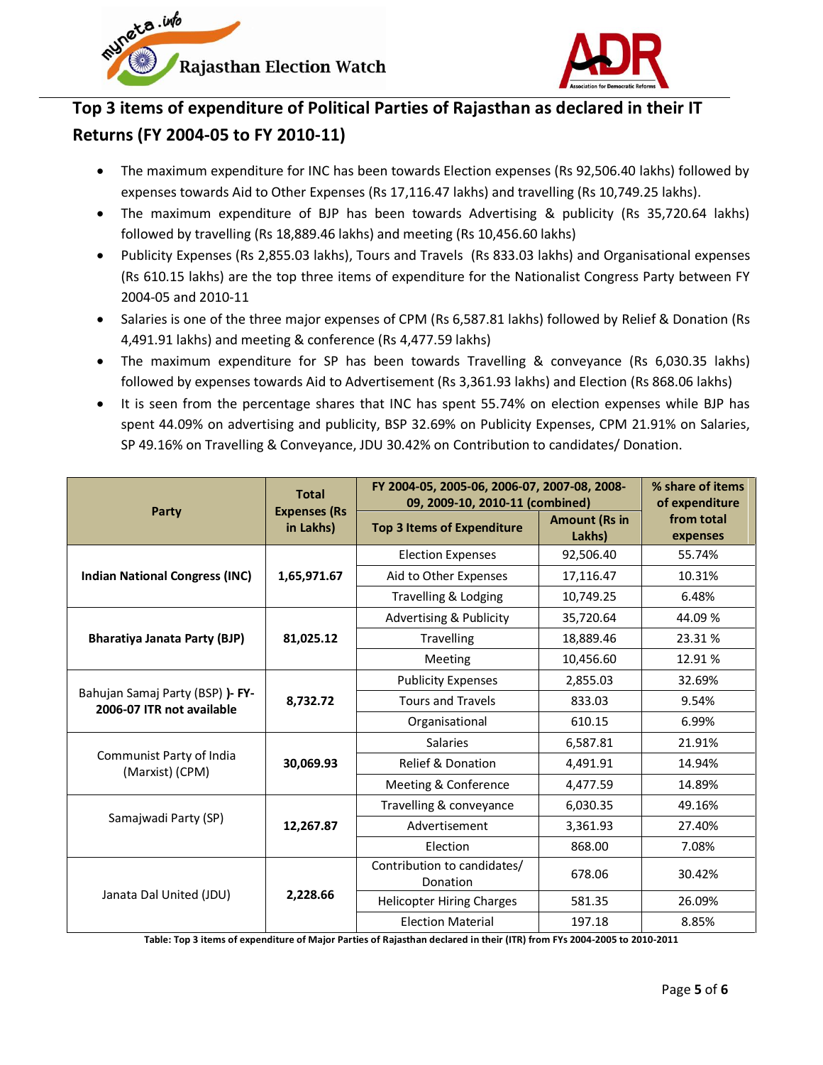## Top 3 items of expenditure of Political Parties of Rajasthan as declared in their IT Returns (FY 2004-05 to FY 2010-11)

- The maximum expenditure for INC has been towards Election expenses (Rs 92,506.40 lakhs) followed by expenses towards Aid to Other Expenses (Rs 17,116.47 lakhs) and travelling (Rs 10,749.25 lakhs).
- The maximum expenditure of BJP has been towards Advertising & publicity (Rs 35,720.64 lakhs) followed by travelling (Rs 18,889.46 lakhs) and meeting (Rs 10,456.60 lakhs)
- Publicity Expenses (Rs 2,855.03 lakhs), Tours and Travels (Rs 833.03 lakhs) and Organisational expenses (Rs 610.15 lakhs) are the top three items of expenditure for the Nationalist Congress Party between FY 2004-05 and 2010-11
- Salaries is one of the three major expenses of CPM (Rs 6,587.81 lakhs) followed by Relief & Donation (Rs 4,491.91 lakhs) and meeting & conference (Rs 4,477.59 lakhs)
- The maximum expenditure for SP has been towards Travelling & conveyance (Rs 6,030.35 lakhs) followed by expenses towards Aid to Advertisement (Rs 3,361.93 lakhs) and Election (Rs 868.06 lakhs)
- It is seen from the percentage shares that INC has spent 55.74% on election expenses while BJP has spent 44.09% on advertising and publicity, BSP 32.69% on Publicity Expenses, CPM 21.91% on Salaries, SP 49.16% on Travelling & Conveyance, JDU 30.42% on Contribution to candidates/ Donation.

| Party | Total Expenses (Rs in Lakhs) | FY 2004-05, 2005-06, 2006-07, 2007-08, 2008-09, 2009-10, 2010-11 (combined) | | % share of items of expenditure from total expenses |
|---|---|---|---|---|
| | | Top 3 Items of Expenditure | Amount (Rs in Lakhs) | |
| **Indian National Congress (INC)** | **1,65,971.67** | Election Expenses | 92,506.40 | 55.74% |
| | | Aid to Other Expenses | 17,116.47 | 10.31% |
| | | Travelling & Lodging | 10,749.25 | 6.48% |
| **Bharatiya Janata Party (BJP)** | **81,025.12** | Advertising & Publicity | 35,720.64 | 44.09 % |
| | | Travelling | 18,889.46 | 23.31 % |
| | | Meeting | 10,456.60 | 12.91 % |
| Bahujan Samaj Party (BSP) **)- FY-2006-07 ITR not available** | **8,732.72** | Publicity Expenses | 2,855.03 | 32.69% |
| | | Tours and Travels | 833.03 | 9.54% |
| | | Organisational | 610.15 | 6.99% |
| Communist Party of India (Marxist) (CPM) | **30,069.93** | Salaries | 6,587.81 | 21.91% |
| | | Relief & Donation | 4,491.91 | 14.94% |
| | | Meeting & Conference | 4,477.59 | 14.89% |
| Samajwadi Party (SP) | **12,267.87** | Travelling & conveyance | 6,030.35 | 49.16% |
| | | Advertisement | 3,361.93 | 27.40% |
| | | Election | 868.00 | 7.08% |
| Janata Dal United (JDU) | **2,228.66** | Contribution to candidates/ Donation | 678.06 | 30.42% |
| | | Helicopter Hiring Charges | 581.35 | 26.09% |
| | | Election Material | 197.18 | 8.85% |

**Table: Top 3 items of expenditure of Major Parties of Rajasthan declared in their (ITR) from FYs 2004-2005 to 2010-2011**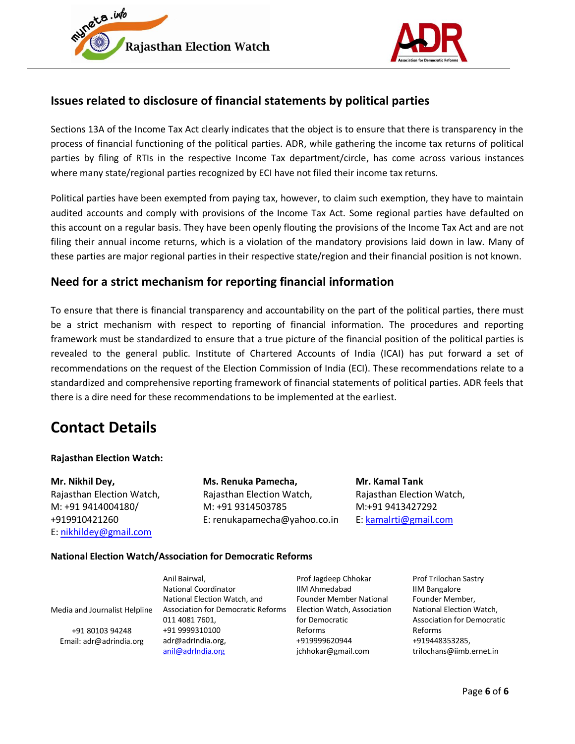## Issues related to disclosure of financial statements by political parties

Sections 13A of the Income Tax Act clearly indicates that the object is to ensure that there is transparency in the process of financial functioning of the political parties. ADR, while gathering the income tax returns of political parties by filing of RTIs in the respective Income Tax department/circle, has come across various instances where many state/regional parties recognized by ECI have not filed their income tax returns.

Political parties have been exempted from paying tax, however, to claim such exemption, they have to maintain audited accounts and comply with provisions of the Income Tax Act. Some regional parties have defaulted on this account on a regular basis. They have been openly flouting the provisions of the Income Tax Act and are not filing their annual income returns, which is a violation of the mandatory provisions laid down in law. Many of these parties are major regional parties in their respective state/region and their financial position is not known.

## Need for a strict mechanism for reporting financial information

To ensure that there is financial transparency and accountability on the part of the political parties, there must be a strict mechanism with respect to reporting of financial information. The procedures and reporting framework must be standardized to ensure that a true picture of the financial position of the political parties is revealed to the general public. Institute of Chartered Accounts of India (ICAI) has put forward a set of recommendations on the request of the Election Commission of India (ECI). These recommendations relate to a standardized and comprehensive reporting framework of financial statements of political parties. ADR feels that there is a dire need for these recommendations to be implemented at the earliest.

# Contact Details

**Rajasthan Election Watch:**

**Mr. Nikhil Dey,**
Rajasthan Election Watch,
M: +91 9414004180/ +919910421260
E: nikhildey@gmail.com

**Ms. Renuka Pamecha,**
Rajasthan Election Watch,
M: +91 9314503785
E: renukapamecha@yahoo.co.in

**Mr. Kamal Tank**
Rajasthan Election Watch,
M:+91 9413427292
E: kamalrti@gmail.com

**National Election Watch/Association for Democratic Reforms**

Media and Journalist Helpline
+91 80103 94248
Email: adr@adrindia.org

Anil Bairwal,
National Coordinator
National Election Watch, and Association for Democratic Reforms
011 4081 7601,
+91 9999310100
adr@adrIndia.org,
anil@adrIndia.org

Prof Jagdeep Chhokar
IIM Ahmedabad
Founder Member National Election Watch, Association for Democratic Reforms
+919999620944
jchhokar@gmail.com

Prof Trilochan Sastry
IIM Bangalore
Founder Member,
National Election Watch, Association for Democratic Reforms
+919448353285,
trilochans@iimb.ernet.in